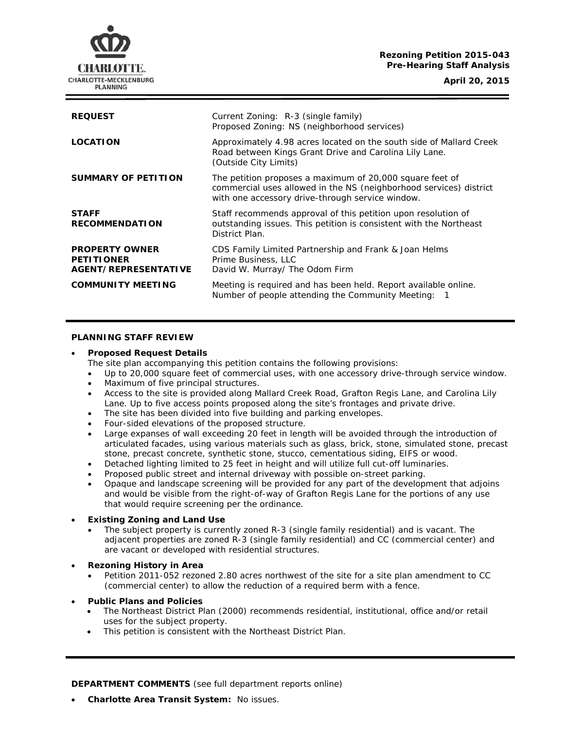**Rezoning Petition 2015-043**
**Pre-Hearing Staff Analysis**

**April 20, 2015**

| | |
|---|---|
| **REQUEST** | Current Zoning: R-3 (single family)<br>Proposed Zoning: NS (neighborhood services) |
| **LOCATION** | Approximately 4.98 acres located on the south side of Mallard Creek Road between Kings Grant Drive and Carolina Lily Lane.<br>(Outside City Limits) |
| **SUMMARY OF PETITION** | The petition proposes a maximum of 20,000 square feet of commercial uses allowed in the NS (neighborhood services) district with one accessory drive-through service window. |
| **STAFF RECOMMENDATION** | Staff recommends approval of this petition upon resolution of outstanding issues. This petition is consistent with the Northeast District Plan. |
| **PROPERTY OWNER**<br>**PETITIONER**<br>**AGENT/REPRESENTATIVE** | CDS Family Limited Partnership and Frank & Joan Helms<br>Prime Business, LLC<br>David W. Murray/ The Odom Firm |
| **COMMUNITY MEETING** | Meeting is required and has been held. Report available online.<br>Number of people attending the Community Meeting: 1 |

## PLANNING STAFF REVIEW

- **Proposed Request Details**
  The site plan accompanying this petition contains the following provisions:
  - Up to 20,000 square feet of commercial uses, with one accessory drive-through service window.
  - Maximum of five principal structures.
  - Access to the site is provided along Mallard Creek Road, Grafton Regis Lane, and Carolina Lily Lane. Up to five access points proposed along the site's frontages and private drive.
  - The site has been divided into five building and parking envelopes.
  - Four-sided elevations of the proposed structure.
  - Large expanses of wall exceeding 20 feet in length will be avoided through the introduction of articulated facades, using various materials such as glass, brick, stone, simulated stone, precast stone, precast concrete, synthetic stone, stucco, cementatious siding, EIFS or wood.
  - Detached lighting limited to 25 feet in height and will utilize full cut-off luminaries.
  - Proposed public street and internal driveway with possible on-street parking.
  - Opaque and landscape screening will be provided for any part of the development that adjoins and would be visible from the right-of-way of Grafton Regis Lane for the portions of any use that would require screening per the ordinance.

- **Existing Zoning and Land Use**
  - The subject property is currently zoned R-3 (single family residential) and is vacant. The adjacent properties are zoned R-3 (single family residential) and CC (commercial center) and are vacant or developed with residential structures.

- **Rezoning History in Area**
  - Petition 2011-052 rezoned 2.80 acres northwest of the site for a site plan amendment to CC (commercial center) to allow the reduction of a required berm with a fence.

- **Public Plans and Policies**
  - The Northeast District Plan (2000) recommends residential, institutional, office and/or retail uses for the subject property.
  - This petition is consistent with the Northeast District Plan.

**DEPARTMENT COMMENTS** (see full department reports online)

- **Charlotte Area Transit System:** No issues.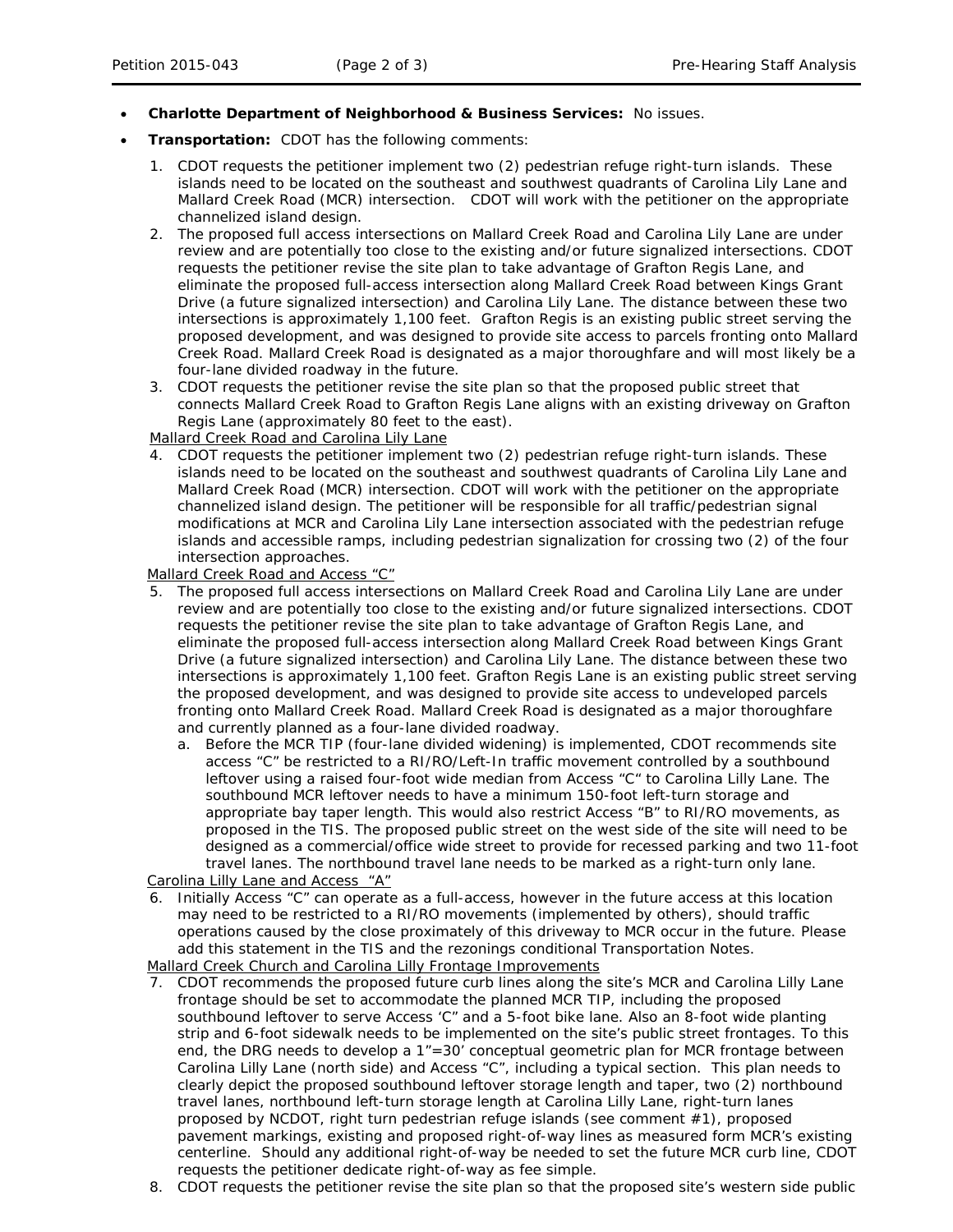- **Charlotte Department of Neighborhood & Business Services:** No issues.
- **Transportation:** CDOT has the following comments:
  1. CDOT requests the petitioner implement two (2) pedestrian refuge right-turn islands. These islands need to be located on the southeast and southwest quadrants of Carolina Lily Lane and Mallard Creek Road (MCR) intersection. CDOT will work with the petitioner on the appropriate channelized island design.
  2. The proposed full access intersections on Mallard Creek Road and Carolina Lily Lane are under review and are potentially too close to the existing and/or future signalized intersections. CDOT requests the petitioner revise the site plan to take advantage of Grafton Regis Lane, and eliminate the proposed full-access intersection along Mallard Creek Road between Kings Grant Drive (a future signalized intersection) and Carolina Lily Lane. The distance between these two intersections is approximately 1,100 feet. Grafton Regis is an existing public street serving the proposed development, and was designed to provide site access to parcels fronting onto Mallard Creek Road. Mallard Creek Road is designated as a major thoroughfare and will most likely be a four-lane divided roadway in the future.
  3. CDOT requests the petitioner revise the site plan so that the proposed public street that connects Mallard Creek Road to Grafton Regis Lane aligns with an existing driveway on Grafton Regis Lane (approximately 80 feet to the east).

  <u>Mallard Creek Road and Carolina Lily Lane</u>

  4. CDOT requests the petitioner implement two (2) pedestrian refuge right-turn islands. These islands need to be located on the southeast and southwest quadrants of Carolina Lily Lane and Mallard Creek Road (MCR) intersection. CDOT will work with the petitioner on the appropriate channelized island design. The petitioner will be responsible for all traffic/pedestrian signal modifications at MCR and Carolina Lily Lane intersection associated with the pedestrian refuge islands and accessible ramps, including pedestrian signalization for crossing two (2) of the four intersection approaches.

  <u>Mallard Creek Road and Access "C"</u>

  5. The proposed full access intersections on Mallard Creek Road and Carolina Lily Lane are under review and are potentially too close to the existing and/or future signalized intersections. CDOT requests the petitioner revise the site plan to take advantage of Grafton Regis Lane, and eliminate the proposed full-access intersection along Mallard Creek Road between Kings Grant Drive (a future signalized intersection) and Carolina Lily Lane. The distance between these two intersections is approximately 1,100 feet. Grafton Regis Lane is an existing public street serving the proposed development, and was designed to provide site access to undeveloped parcels fronting onto Mallard Creek Road. Mallard Creek Road is designated as a major thoroughfare and currently planned as a four-lane divided roadway.
     a. Before the MCR TIP (four-lane divided widening) is implemented, CDOT recommends site access "C" be restricted to a RI/RO/Left-In traffic movement controlled by a southbound leftover using a raised four-foot wide median from Access "C" to Carolina Lilly Lane. The southbound MCR leftover needs to have a minimum 150-foot left-turn storage and appropriate bay taper length. This would also restrict Access "B" to RI/RO movements, as proposed in the TIS. The proposed public street on the west side of the site will need to be designed as a commercial/office wide street to provide for recessed parking and two 11-foot travel lanes. The northbound travel lane needs to be marked as a right-turn only lane.

  <u>Carolina Lilly Lane and Access "A"</u>

  6. Initially Access "C" can operate as a full-access, however in the future access at this location may need to be restricted to a RI/RO movements (implemented by others), should traffic operations caused by the close proximately of this driveway to MCR occur in the future. Please add this statement in the TIS and the rezonings conditional Transportation Notes.

  <u>Mallard Creek Church and Carolina Lilly Frontage Improvements</u>

  7. CDOT recommends the proposed future curb lines along the site's MCR and Carolina Lilly Lane frontage should be set to accommodate the planned MCR TIP, including the proposed southbound leftover to serve Access 'C" and a 5-foot bike lane. Also an 8-foot wide planting strip and 6-foot sidewalk needs to be implemented on the site's public street frontages. To this end, the DRG needs to develop a 1"=30' conceptual geometric plan for MCR frontage between Carolina Lilly Lane (north side) and Access "C", including a typical section. This plan needs to clearly depict the proposed southbound leftover storage length and taper, two (2) northbound travel lanes, northbound left-turn storage length at Carolina Lilly Lane, right-turn lanes proposed by NCDOT, right turn pedestrian refuge islands (see comment #1), proposed pavement markings, existing and proposed right-of-way lines as measured form MCR's existing centerline. Should any additional right-of-way be needed to set the future MCR curb line, CDOT requests the petitioner dedicate right-of-way as fee simple.
  8. CDOT requests the petitioner revise the site plan so that the proposed site's western side public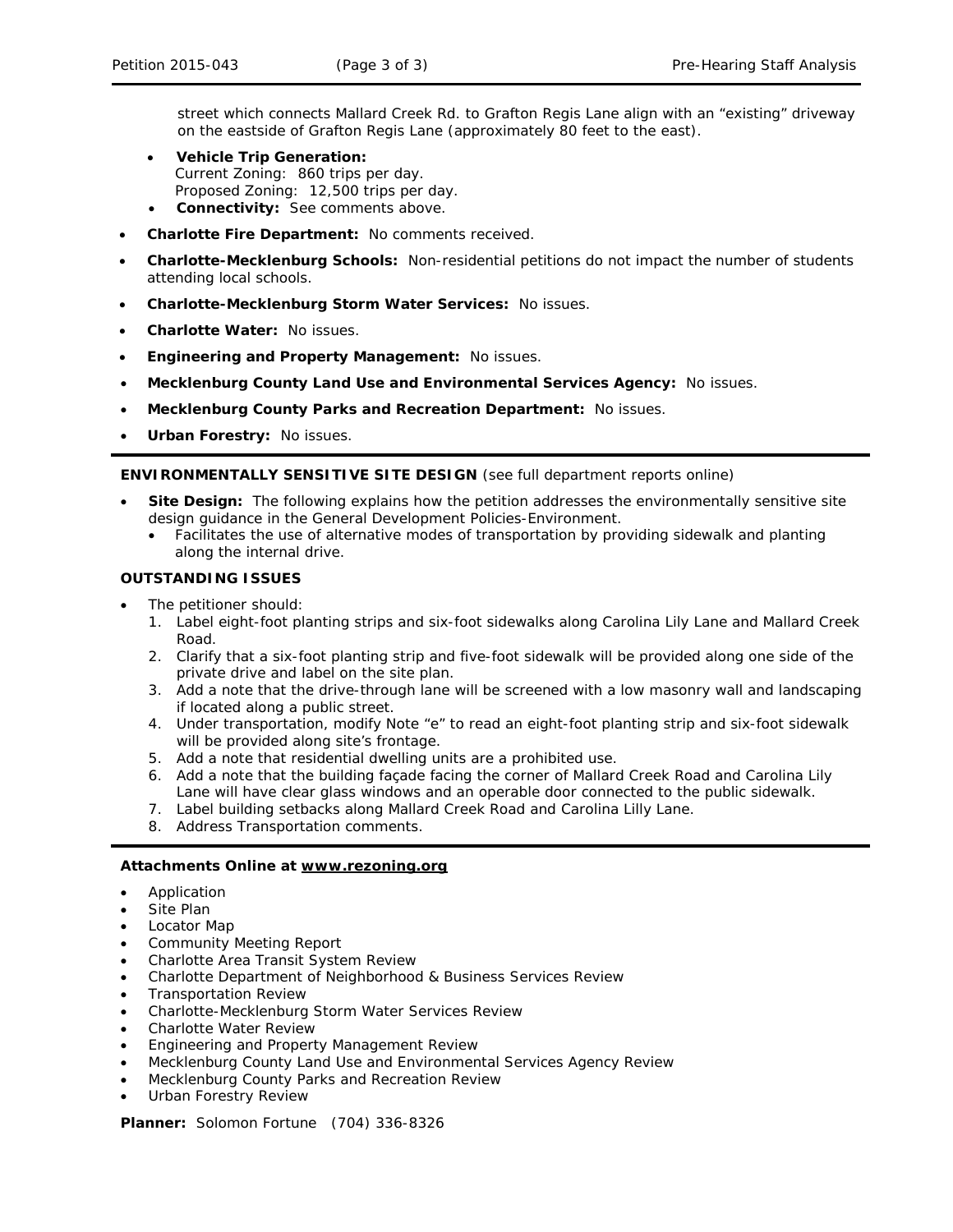street which connects Mallard Creek Rd. to Grafton Regis Lane align with an "existing" driveway on the eastside of Grafton Regis Lane (approximately 80 feet to the east).

- **Vehicle Trip Generation:**
  Current Zoning: 860 trips per day.
  Proposed Zoning: 12,500 trips per day.
- **Connectivity:** See comments above.

- **Charlotte Fire Department:** No comments received.
- **Charlotte-Mecklenburg Schools:** Non-residential petitions do not impact the number of students attending local schools.
- **Charlotte-Mecklenburg Storm Water Services:** No issues.
- **Charlotte Water:** No issues.
- **Engineering and Property Management:** No issues.
- **Mecklenburg County Land Use and Environmental Services Agency:** No issues.
- **Mecklenburg County Parks and Recreation Department:** No issues.
- **Urban Forestry:** No issues.

**ENVIRONMENTALLY SENSITIVE SITE DESIGN** (see full department reports online)

- **Site Design:** The following explains how the petition addresses the environmentally sensitive site design guidance in the General Development Policies-Environment.
  - Facilitates the use of alternative modes of transportation by providing sidewalk and planting along the internal drive.

**OUTSTANDING ISSUES**

- The petitioner should:
  1. Label eight-foot planting strips and six-foot sidewalks along Carolina Lily Lane and Mallard Creek Road.
  2. Clarify that a six-foot planting strip and five-foot sidewalk will be provided along one side of the private drive and label on the site plan.
  3. Add a note that the drive-through lane will be screened with a low masonry wall and landscaping if located along a public street.
  4. Under transportation, modify Note "e" to read an eight-foot planting strip and six-foot sidewalk will be provided along site's frontage.
  5. Add a note that residential dwelling units are a prohibited use.
  6. Add a note that the building façade facing the corner of Mallard Creek Road and Carolina Lily Lane will have clear glass windows and an operable door connected to the public sidewalk.
  7. Label building setbacks along Mallard Creek Road and Carolina Lilly Lane.
  8. Address Transportation comments.

**Attachments Online at www.rezoning.org**

- Application
- Site Plan
- Locator Map
- Community Meeting Report
- Charlotte Area Transit System Review
- Charlotte Department of Neighborhood & Business Services Review
- Transportation Review
- Charlotte-Mecklenburg Storm Water Services Review
- Charlotte Water Review
- Engineering and Property Management Review
- Mecklenburg County Land Use and Environmental Services Agency Review
- Mecklenburg County Parks and Recreation Review
- Urban Forestry Review

**Planner:** Solomon Fortune (704) 336-8326